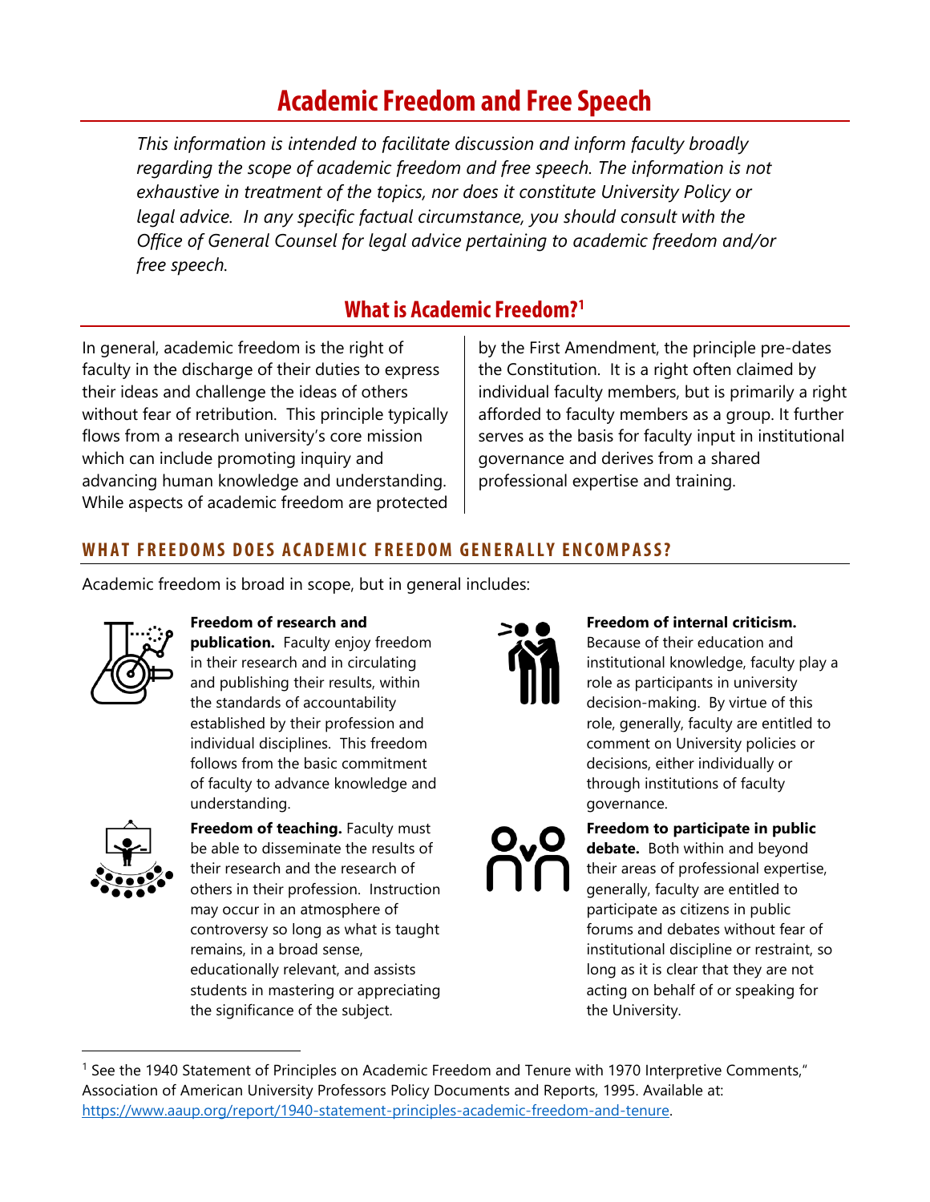# Academic Freedom and Free Speech

*This information is intended to facilitate discussion and inform faculty broadly regarding the scope of academic freedom and free speech. The information is not exhaustive in treatment of the topics, nor does it constitute University Policy or legal advice. In any specific factual circumstance, you should consult with the Office of General Counsel for legal advice pertaining to academic freedom and/or free speech.*

## What is Academic Freedom?[1]

In general, academic freedom is the right of faculty in the discharge of their duties to express their ideas and challenge the ideas of others without fear of retribution. This principle typically flows from a research university's core mission which can include promoting inquiry and advancing human knowledge and understanding. While aspects of academic freedom are protected by the First Amendment, the principle pre-dates the Constitution. It is a right often claimed by individual faculty members, but is primarily a right afforded to faculty members as a group. It further serves as the basis for faculty input in institutional governance and derives from a shared professional expertise and training.

### WHAT FREEDOMS DOES ACADEMIC FREEDOM GENERALLY ENCOMPASS?

Academic freedom is broad in scope, but in general includes:

**Freedom of research and publication.** Faculty enjoy freedom in their research and in circulating and publishing their results, within the standards of accountability established by their profession and individual disciplines. This freedom follows from the basic commitment of faculty to advance knowledge and understanding.

**Freedom of teaching.** Faculty must be able to disseminate the results of their research and the research of others in their profession. Instruction may occur in an atmosphere of controversy so long as what is taught remains, in a broad sense, educationally relevant, and assists students in mastering or appreciating the significance of the subject.

**Freedom of internal criticism.** Because of their education and institutional knowledge, faculty play a role as participants in university decision-making. By virtue of this role, generally, faculty are entitled to comment on University policies or decisions, either individually or through institutions of faculty governance.

**Freedom to participate in public debate.** Both within and beyond their areas of professional expertise, generally, faculty are entitled to participate as citizens in public forums and debates without fear of institutional discipline or restraint, so long as it is clear that they are not acting on behalf of or speaking for the University.

---

[1] See the 1940 Statement of Principles on Academic Freedom and Tenure with 1970 Interpretive Comments," Association of American University Professors Policy Documents and Reports, 1995. Available at: https://www.aaup.org/report/1940-statement-principles-academic-freedom-and-tenure.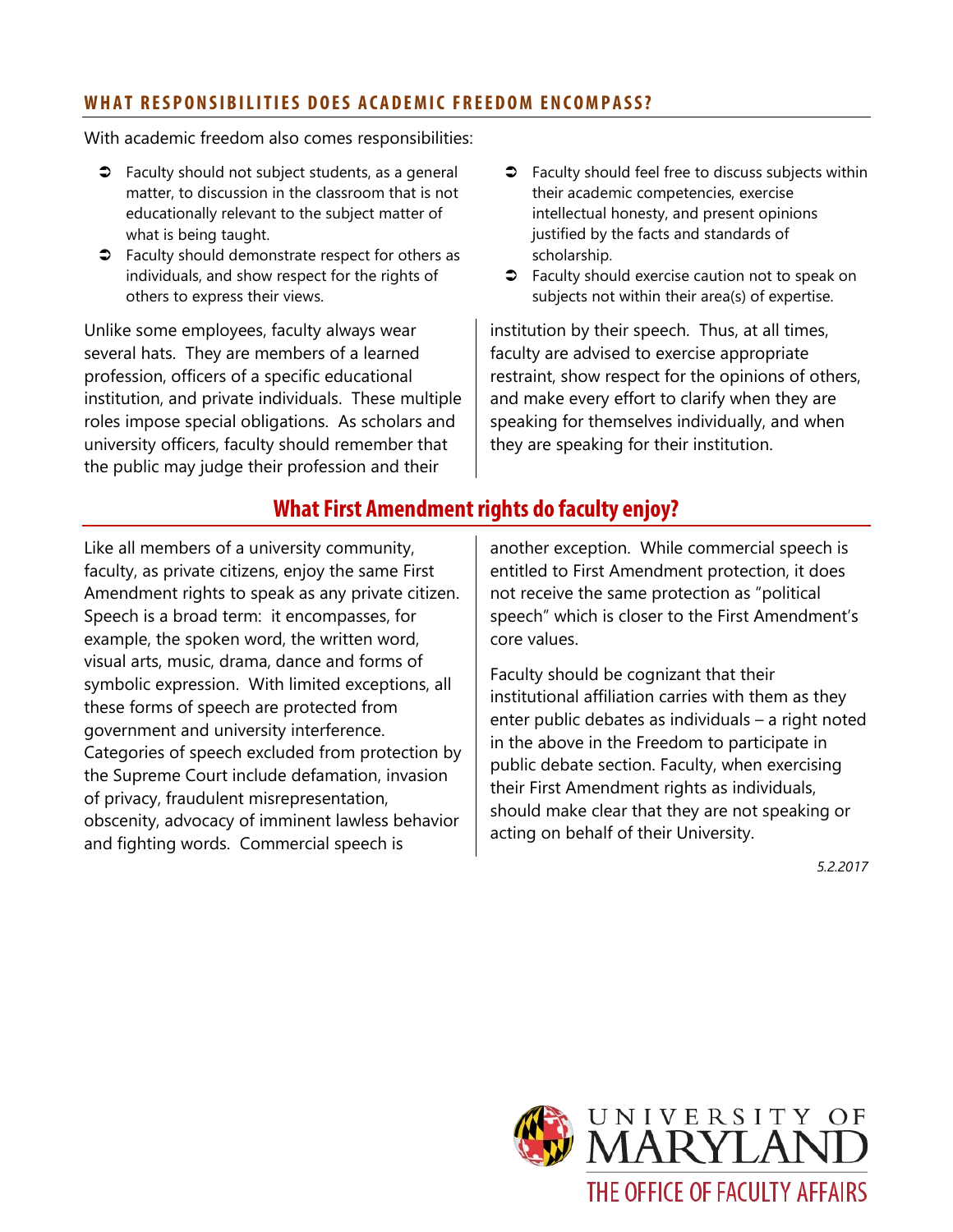## WHAT RESPONSIBILITIES DOES ACADEMIC FREEDOM ENCOMPASS?

With academic freedom also comes responsibilities:

- Faculty should not subject students, as a general matter, to discussion in the classroom that is not educationally relevant to the subject matter of what is being taught.
- Faculty should demonstrate respect for others as individuals, and show respect for the rights of others to express their views.
- Faculty should feel free to discuss subjects within their academic competencies, exercise intellectual honesty, and present opinions justified by the facts and standards of scholarship.
- Faculty should exercise caution not to speak on subjects not within their area(s) of expertise.

Unlike some employees, faculty always wear several hats. They are members of a learned profession, officers of a specific educational institution, and private individuals. These multiple roles impose special obligations. As scholars and university officers, faculty should remember that the public may judge their profession and their institution by their speech. Thus, at all times, faculty are advised to exercise appropriate restraint, show respect for the opinions of others, and make every effort to clarify when they are speaking for themselves individually, and when they are speaking for their institution.

## What First Amendment rights do faculty enjoy?

Like all members of a university community, faculty, as private citizens, enjoy the same First Amendment rights to speak as any private citizen. Speech is a broad term: it encompasses, for example, the spoken word, the written word, visual arts, music, drama, dance and forms of symbolic expression. With limited exceptions, all these forms of speech are protected from government and university interference. Categories of speech excluded from protection by the Supreme Court include defamation, invasion of privacy, fraudulent misrepresentation, obscenity, advocacy of imminent lawless behavior and fighting words. Commercial speech is another exception. While commercial speech is entitled to First Amendment protection, it does not receive the same protection as "political speech" which is closer to the First Amendment's core values.

Faculty should be cognizant that their institutional affiliation carries with them as they enter public debates as individuals – a right noted in the above in the Freedom to participate in public debate section. Faculty, when exercising their First Amendment rights as individuals, should make clear that they are not speaking or acting on behalf of their University.

*5.2.2017*

UNIVERSITY OF MARYLAND

THE OFFICE OF FACULTY AFFAIRS